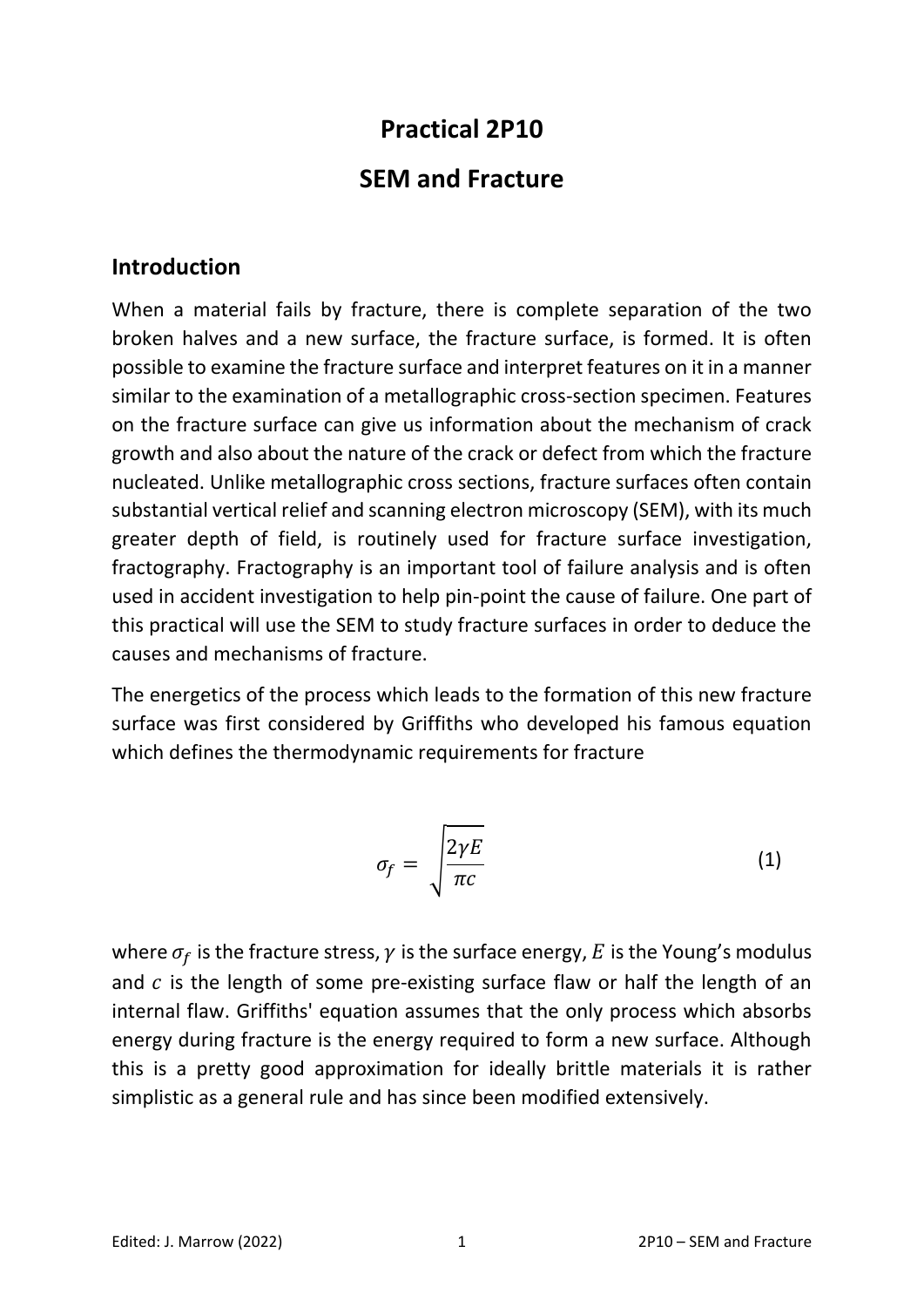# Practical 2P10

# SEM and Fracture

## Introduction

When a material fails by fracture, there is complete separation of the two broken halves and a new surface, the fracture surface, is formed. It is often possible to examine the fracture surface and interpret features on it in a manner similar to the examination of a metallographic cross-section specimen. Features on the fracture surface can give us information about the mechanism of crack growth and also about the nature of the crack or defect from which the fracture nucleated. Unlike metallographic cross sections, fracture surfaces often contain substantial vertical relief and scanning electron microscopy (SEM), with its much greater depth of field, is routinely used for fracture surface investigation, fractography. Fractography is an important tool of failure analysis and is often used in accident investigation to help pin-point the cause of failure. One part of this practical will use the SEM to study fracture surfaces in order to deduce the causes and mechanisms of fracture.

The energetics of the process which leads to the formation of this new fracture surface was first considered by Griffiths who developed his famous equation which defines the thermodynamic requirements for fracture

$$\sigma_f = \sqrt{\frac{2\gamma E}{\pi c}} \tag{1}$$

where $\sigma_f$ is the fracture stress, $\gamma$ is the surface energy, $E$ is the Young's modulus and $c$ is the length of some pre-existing surface flaw or half the length of an internal flaw. Griffiths' equation assumes that the only process which absorbs energy during fracture is the energy required to form a new surface. Although this is a pretty good approximation for ideally brittle materials it is rather simplistic as a general rule and has since been modified extensively.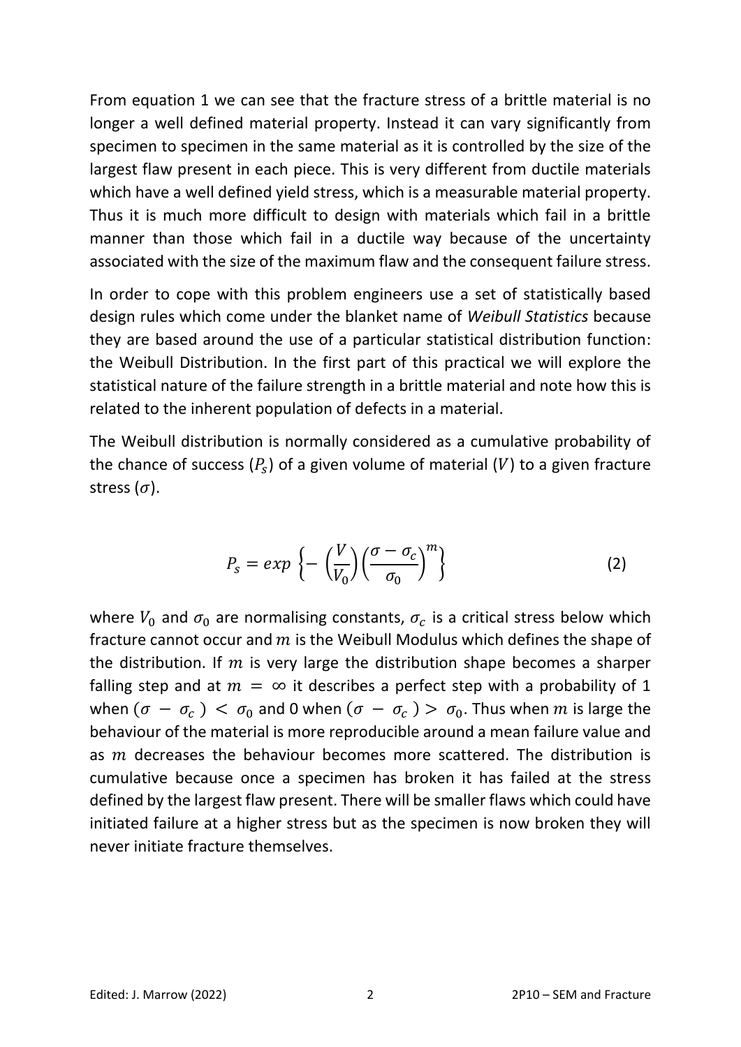From equation 1 we can see that the fracture stress of a brittle material is no longer a well defined material property. Instead it can vary significantly from specimen to specimen in the same material as it is controlled by the size of the largest flaw present in each piece. This is very different from ductile materials which have a well defined yield stress, which is a measurable material property. Thus it is much more difficult to design with materials which fail in a brittle manner than those which fail in a ductile way because of the uncertainty associated with the size of the maximum flaw and the consequent failure stress.

In order to cope with this problem engineers use a set of statistically based design rules which come under the blanket name of *Weibull Statistics* because they are based around the use of a particular statistical distribution function: the Weibull Distribution. In the first part of this practical we will explore the statistical nature of the failure strength in a brittle material and note how this is related to the inherent population of defects in a material.

The Weibull distribution is normally considered as a cumulative probability of the chance of success ($P_s$) of a given volume of material ($V$) to a given fracture stress ($\sigma$).

$$P_s = exp\left\{-\left(\frac{V}{V_0}\right)\left(\frac{\sigma - \sigma_c}{\sigma_0}\right)^m\right\} \tag{2}$$

where $V_0$ and $\sigma_0$ are normalising constants, $\sigma_c$ is a critical stress below which fracture cannot occur and $m$ is the Weibull Modulus which defines the shape of the distribution. If $m$ is very large the distribution shape becomes a sharper falling step and at $m = \infty$ it describes a perfect step with a probability of 1 when $(\sigma - \sigma_c) < \sigma_0$ and 0 when $(\sigma - \sigma_c) > \sigma_0$. Thus when $m$ is large the behaviour of the material is more reproducible around a mean failure value and as $m$ decreases the behaviour becomes more scattered. The distribution is cumulative because once a specimen has broken it has failed at the stress defined by the largest flaw present. There will be smaller flaws which could have initiated failure at a higher stress but as the specimen is now broken they will never initiate fracture themselves.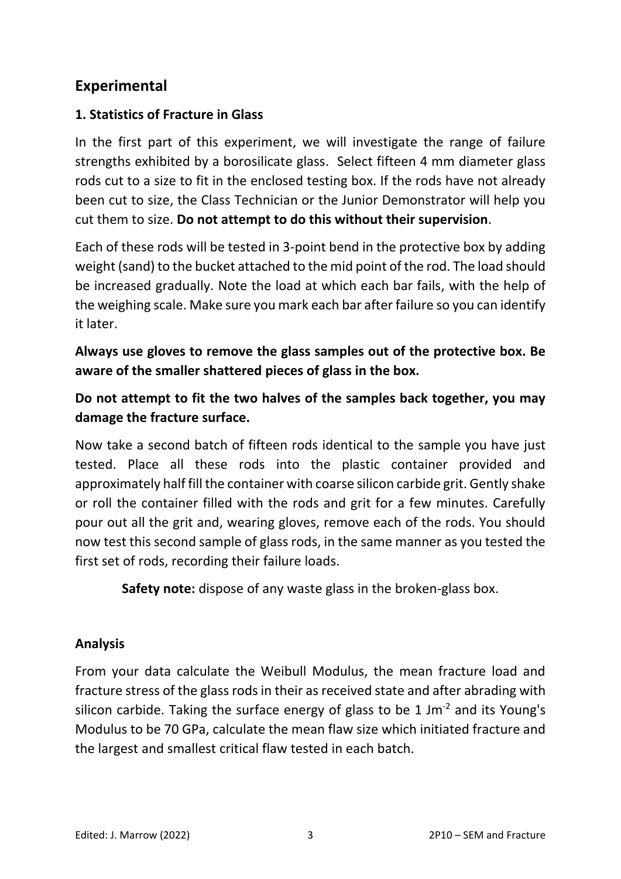## Experimental

### 1. Statistics of Fracture in Glass

In the first part of this experiment, we will investigate the range of failure strengths exhibited by a borosilicate glass. Select fifteen 4 mm diameter glass rods cut to a size to fit in the enclosed testing box. If the rods have not already been cut to size, the Class Technician or the Junior Demonstrator will help you cut them to size. **Do not attempt to do this without their supervision**.

Each of these rods will be tested in 3-point bend in the protective box by adding weight (sand) to the bucket attached to the mid point of the rod. The load should be increased gradually. Note the load at which each bar fails, with the help of the weighing scale. Make sure you mark each bar after failure so you can identify it later.

**Always use gloves to remove the glass samples out of the protective box. Be aware of the smaller shattered pieces of glass in the box.**

**Do not attempt to fit the two halves of the samples back together, you may damage the fracture surface.**

Now take a second batch of fifteen rods identical to the sample you have just tested. Place all these rods into the plastic container provided and approximately half fill the container with coarse silicon carbide grit. Gently shake or roll the container filled with the rods and grit for a few minutes. Carefully pour out all the grit and, wearing gloves, remove each of the rods. You should now test this second sample of glass rods, in the same manner as you tested the first set of rods, recording their failure loads.

**Safety note:** dispose of any waste glass in the broken-glass box.

### Analysis

From your data calculate the Weibull Modulus, the mean fracture load and fracture stress of the glass rods in their as received state and after abrading with silicon carbide. Taking the surface energy of glass to be 1 $Jm^{-2}$ and its Young's Modulus to be 70 GPa, calculate the mean flaw size which initiated fracture and the largest and smallest critical flaw tested in each batch.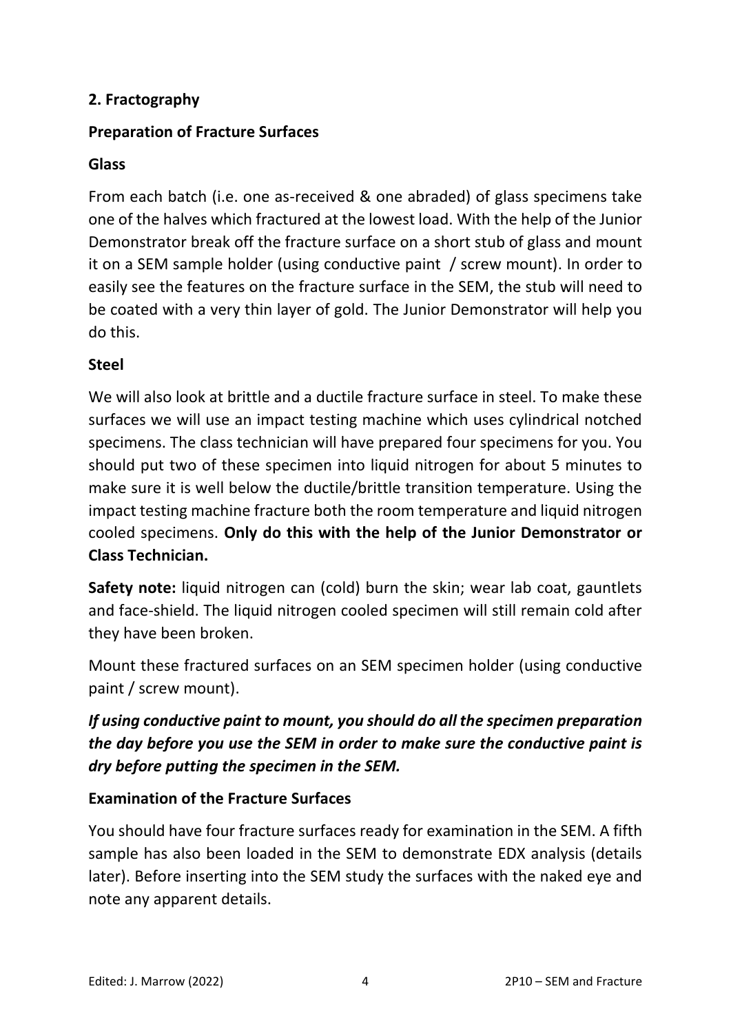## 2. Fractography

### Preparation of Fracture Surfaces

#### Glass

From each batch (i.e. one as-received & one abraded) of glass specimens take one of the halves which fractured at the lowest load. With the help of the Junior Demonstrator break off the fracture surface on a short stub of glass and mount it on a SEM sample holder (using conductive paint / screw mount). In order to easily see the features on the fracture surface in the SEM, the stub will need to be coated with a very thin layer of gold. The Junior Demonstrator will help you do this.

#### Steel

We will also look at brittle and a ductile fracture surface in steel. To make these surfaces we will use an impact testing machine which uses cylindrical notched specimens. The class technician will have prepared four specimens for you. You should put two of these specimen into liquid nitrogen for about 5 minutes to make sure it is well below the ductile/brittle transition temperature. Using the impact testing machine fracture both the room temperature and liquid nitrogen cooled specimens. **Only do this with the help of the Junior Demonstrator or Class Technician.**

**Safety note:** liquid nitrogen can (cold) burn the skin; wear lab coat, gauntlets and face-shield. The liquid nitrogen cooled specimen will still remain cold after they have been broken.

Mount these fractured surfaces on an SEM specimen holder (using conductive paint / screw mount).

***If using conductive paint to mount, you should do all the specimen preparation the day before you use the SEM in order to make sure the conductive paint is dry before putting the specimen in the SEM.***

### Examination of the Fracture Surfaces

You should have four fracture surfaces ready for examination in the SEM. A fifth sample has also been loaded in the SEM to demonstrate EDX analysis (details later). Before inserting into the SEM study the surfaces with the naked eye and note any apparent details.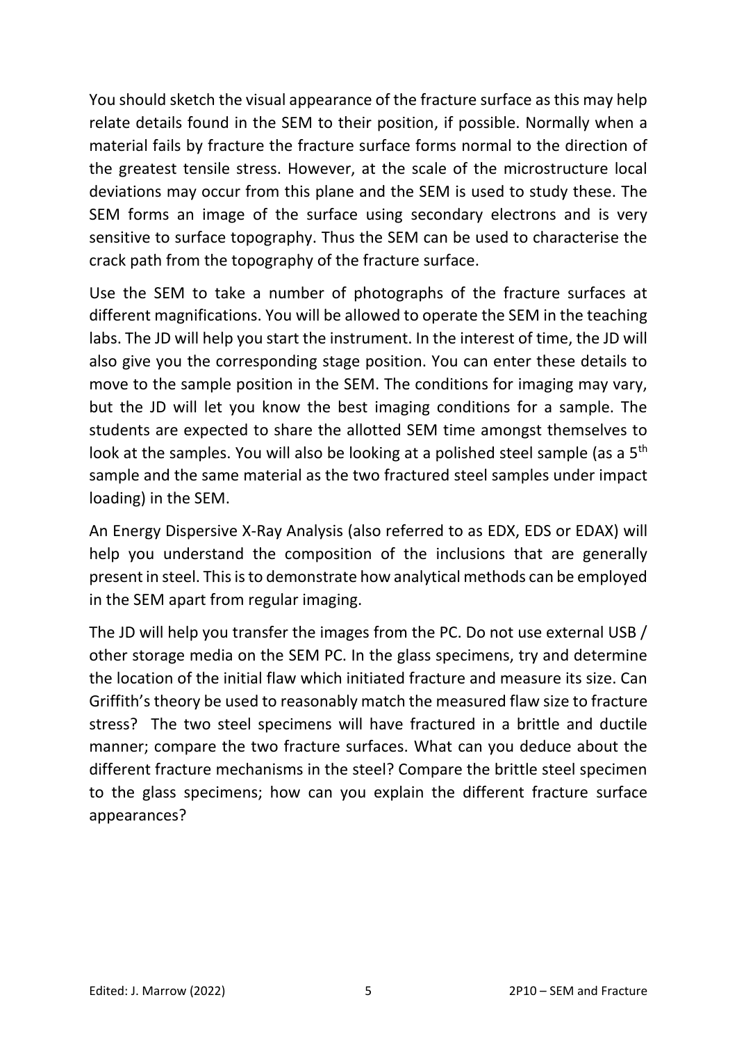You should sketch the visual appearance of the fracture surface as this may help relate details found in the SEM to their position, if possible. Normally when a material fails by fracture the fracture surface forms normal to the direction of the greatest tensile stress. However, at the scale of the microstructure local deviations may occur from this plane and the SEM is used to study these. The SEM forms an image of the surface using secondary electrons and is very sensitive to surface topography. Thus the SEM can be used to characterise the crack path from the topography of the fracture surface.

Use the SEM to take a number of photographs of the fracture surfaces at different magnifications. You will be allowed to operate the SEM in the teaching labs. The JD will help you start the instrument. In the interest of time, the JD will also give you the corresponding stage position. You can enter these details to move to the sample position in the SEM. The conditions for imaging may vary, but the JD will let you know the best imaging conditions for a sample. The students are expected to share the allotted SEM time amongst themselves to look at the samples. You will also be looking at a polished steel sample (as a 5$^{th}$ sample and the same material as the two fractured steel samples under impact loading) in the SEM.

An Energy Dispersive X-Ray Analysis (also referred to as EDX, EDS or EDAX) will help you understand the composition of the inclusions that are generally present in steel. This is to demonstrate how analytical methods can be employed in the SEM apart from regular imaging.

The JD will help you transfer the images from the PC. Do not use external USB / other storage media on the SEM PC. In the glass specimens, try and determine the location of the initial flaw which initiated fracture and measure its size. Can Griffith's theory be used to reasonably match the measured flaw size to fracture stress? The two steel specimens will have fractured in a brittle and ductile manner; compare the two fracture surfaces. What can you deduce about the different fracture mechanisms in the steel? Compare the brittle steel specimen to the glass specimens; how can you explain the different fracture surface appearances?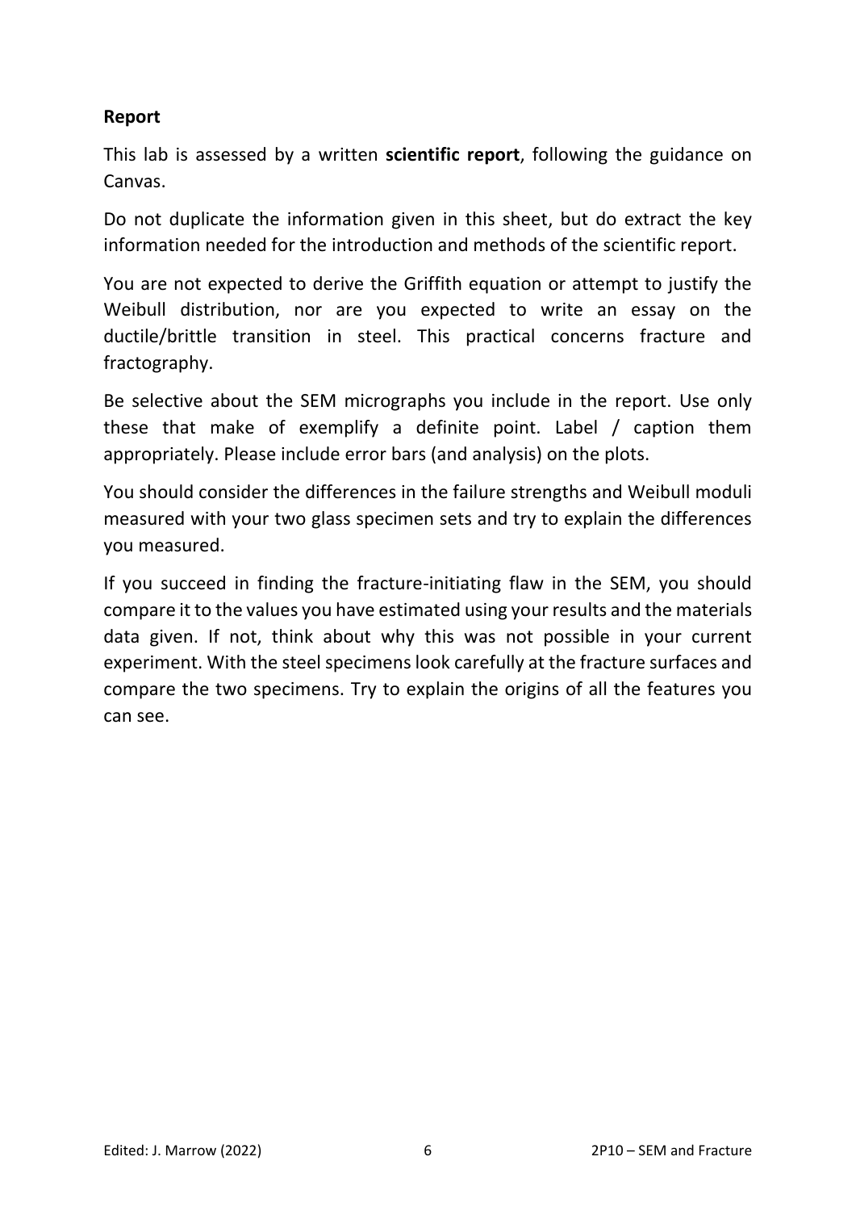**Report**

This lab is assessed by a written **scientific report**, following the guidance on Canvas.

Do not duplicate the information given in this sheet, but do extract the key information needed for the introduction and methods of the scientific report.

You are not expected to derive the Griffith equation or attempt to justify the Weibull distribution, nor are you expected to write an essay on the ductile/brittle transition in steel. This practical concerns fracture and fractography.

Be selective about the SEM micrographs you include in the report. Use only these that make of exemplify a definite point. Label / caption them appropriately. Please include error bars (and analysis) on the plots.

You should consider the differences in the failure strengths and Weibull moduli measured with your two glass specimen sets and try to explain the differences you measured.

If you succeed in finding the fracture-initiating flaw in the SEM, you should compare it to the values you have estimated using your results and the materials data given. If not, think about why this was not possible in your current experiment. With the steel specimens look carefully at the fracture surfaces and compare the two specimens. Try to explain the origins of all the features you can see.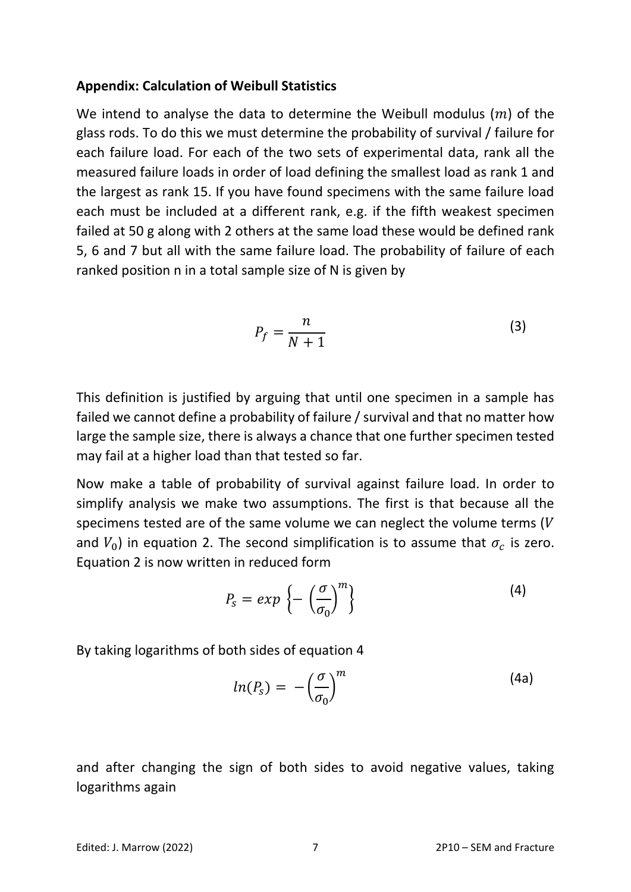**Appendix: Calculation of Weibull Statistics**

We intend to analyse the data to determine the Weibull modulus ($m$) of the glass rods. To do this we must determine the probability of survival / failure for each failure load. For each of the two sets of experimental data, rank all the measured failure loads in order of load defining the smallest load as rank 1 and the largest as rank 15. If you have found specimens with the same failure load each must be included at a different rank, e.g. if the fifth weakest specimen failed at 50 g along with 2 others at the same load these would be defined rank 5, 6 and 7 but all with the same failure load. The probability of failure of each ranked position n in a total sample size of N is given by

$$P_f = \frac{n}{N+1} \tag{3}$$

This definition is justified by arguing that until one specimen in a sample has failed we cannot define a probability of failure / survival and that no matter how large the sample size, there is always a chance that one further specimen tested may fail at a higher load than that tested so far.

Now make a table of probability of survival against failure load. In order to simplify analysis we make two assumptions. The first is that because all the specimens tested are of the same volume we can neglect the volume terms ($V$ and $V_0$) in equation 2. The second simplification is to assume that $\sigma_c$ is zero. Equation 2 is now written in reduced form

$$P_s = exp\left\{-\left(\frac{\sigma}{\sigma_0}\right)^m\right\} \tag{4}$$

By taking logarithms of both sides of equation 4

$$ln(P_s) = -\left(\frac{\sigma}{\sigma_0}\right)^m \tag{4a}$$

and after changing the sign of both sides to avoid negative values, taking logarithms again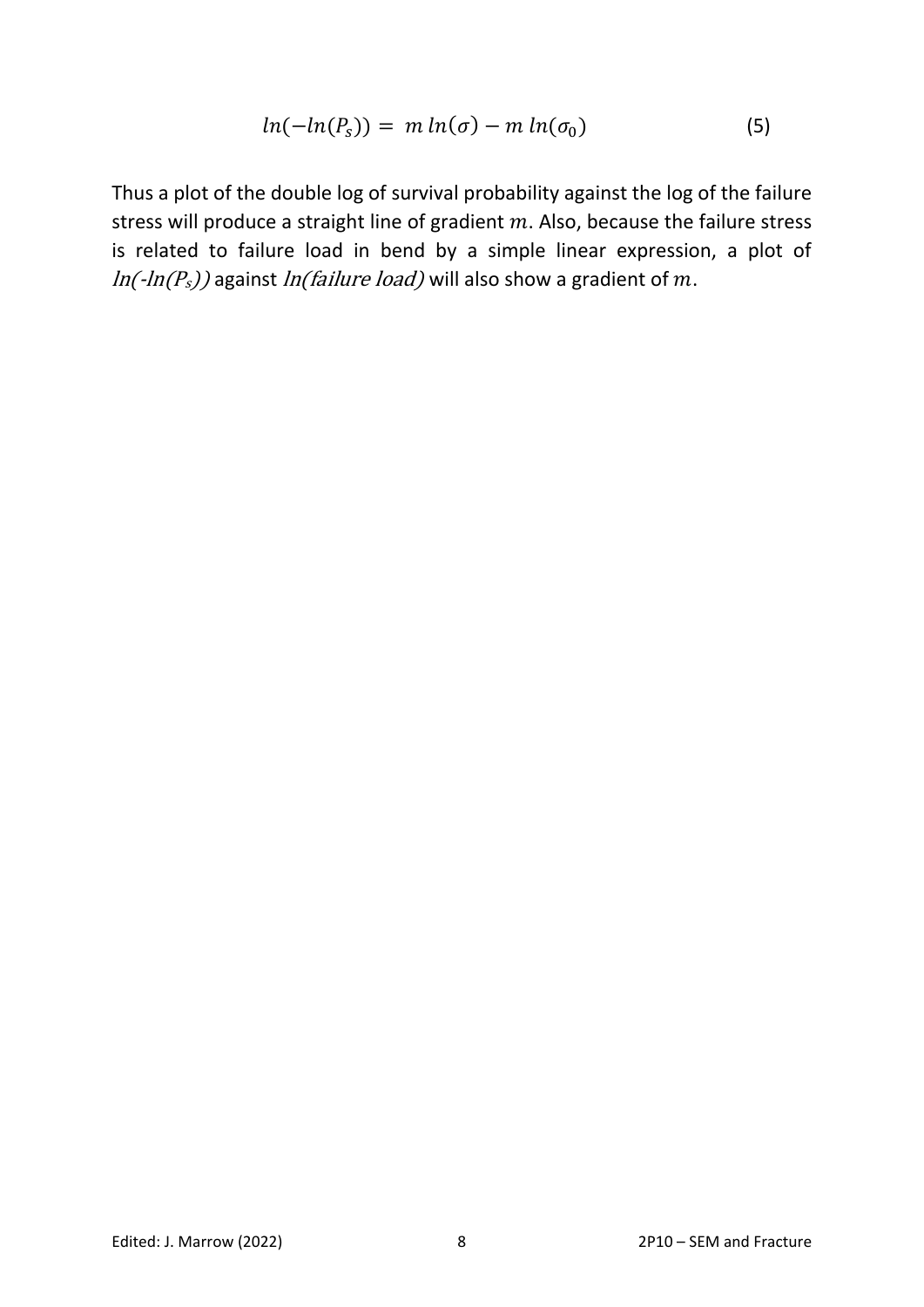$$ln(-ln(P_s)) = m\,ln(\sigma) - m\,ln(\sigma_0) \qquad (5)$$

Thus a plot of the double log of survival probability against the log of the failure stress will produce a straight line of gradient $m$. Also, because the failure stress is related to failure load in bend by a simple linear expression, a plot of *ln(-ln($P_s$))* against *ln(failure load)* will also show a gradient of $m$.